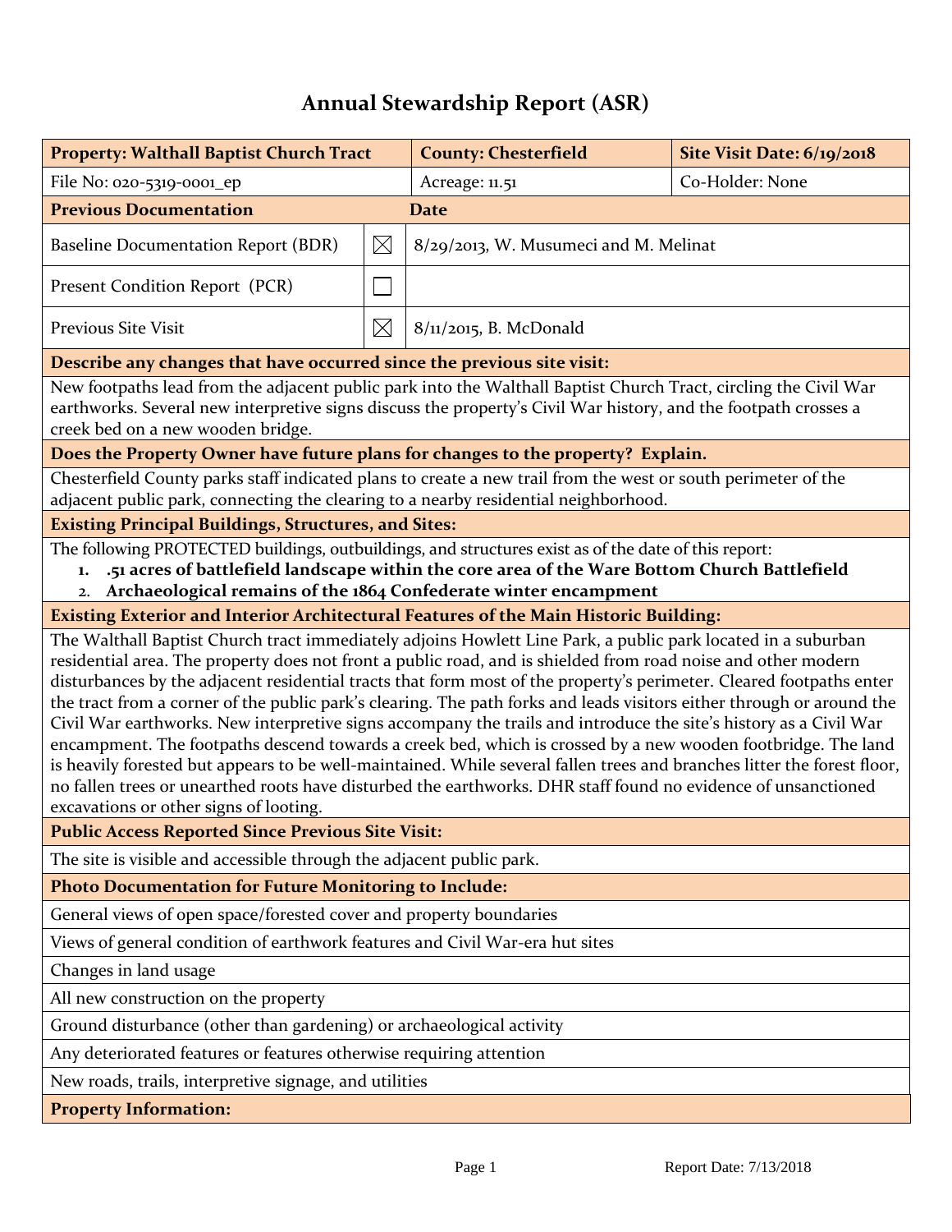# Annual Stewardship Report (ASR)

| **Property: Walthall Baptist Church Tract** | | **County: Chesterfield** | **Site Visit Date: 6/19/2018** |
|---|---|---|---|
| File No: 020-5319-0001_ep | | Acreage: 11.51 | Co-Holder: None |
| **Previous Documentation** | | **Date** | |
| Baseline Documentation Report (BDR) | ☒ | 8/29/2013, W. Musumeci and M. Melinat | |
| Present Condition Report (PCR) | ☐ | | |
| Previous Site Visit | ☒ | 8/11/2015, B. McDonald | |

**Describe any changes that have occurred since the previous site visit:**

New footpaths lead from the adjacent public park into the Walthall Baptist Church Tract, circling the Civil War earthworks. Several new interpretive signs discuss the property's Civil War history, and the footpath crosses a creek bed on a new wooden bridge.

**Does the Property Owner have future plans for changes to the property? Explain.**

Chesterfield County parks staff indicated plans to create a new trail from the west or south perimeter of the adjacent public park, connecting the clearing to a nearby residential neighborhood.

**Existing Principal Buildings, Structures, and Sites:**

The following PROTECTED buildings, outbuildings, and structures exist as of the date of this report:

1. **.51 acres of battlefield landscape within the core area of the Ware Bottom Church Battlefield**
2. **Archaeological remains of the 1864 Confederate winter encampment**

**Existing Exterior and Interior Architectural Features of the Main Historic Building:**

The Walthall Baptist Church tract immediately adjoins Howlett Line Park, a public park located in a suburban residential area. The property does not front a public road, and is shielded from road noise and other modern disturbances by the adjacent residential tracts that form most of the property's perimeter. Cleared footpaths enter the tract from a corner of the public park's clearing. The path forks and leads visitors either through or around the Civil War earthworks. New interpretive signs accompany the trails and introduce the site's history as a Civil War encampment. The footpaths descend towards a creek bed, which is crossed by a new wooden footbridge. The land is heavily forested but appears to be well-maintained. While several fallen trees and branches litter the forest floor, no fallen trees or unearthed roots have disturbed the earthworks. DHR staff found no evidence of unsanctioned excavations or other signs of looting.

**Public Access Reported Since Previous Site Visit:**

The site is visible and accessible through the adjacent public park.

**Photo Documentation for Future Monitoring to Include:**

- General views of open space/forested cover and property boundaries
- Views of general condition of earthwork features and Civil War-era hut sites
- Changes in land usage
- All new construction on the property
- Ground disturbance (other than gardening) or archaeological activity
- Any deteriorated features or features otherwise requiring attention
- New roads, trails, interpretive signage, and utilities

**Property Information:**

Report Date: 7/13/2018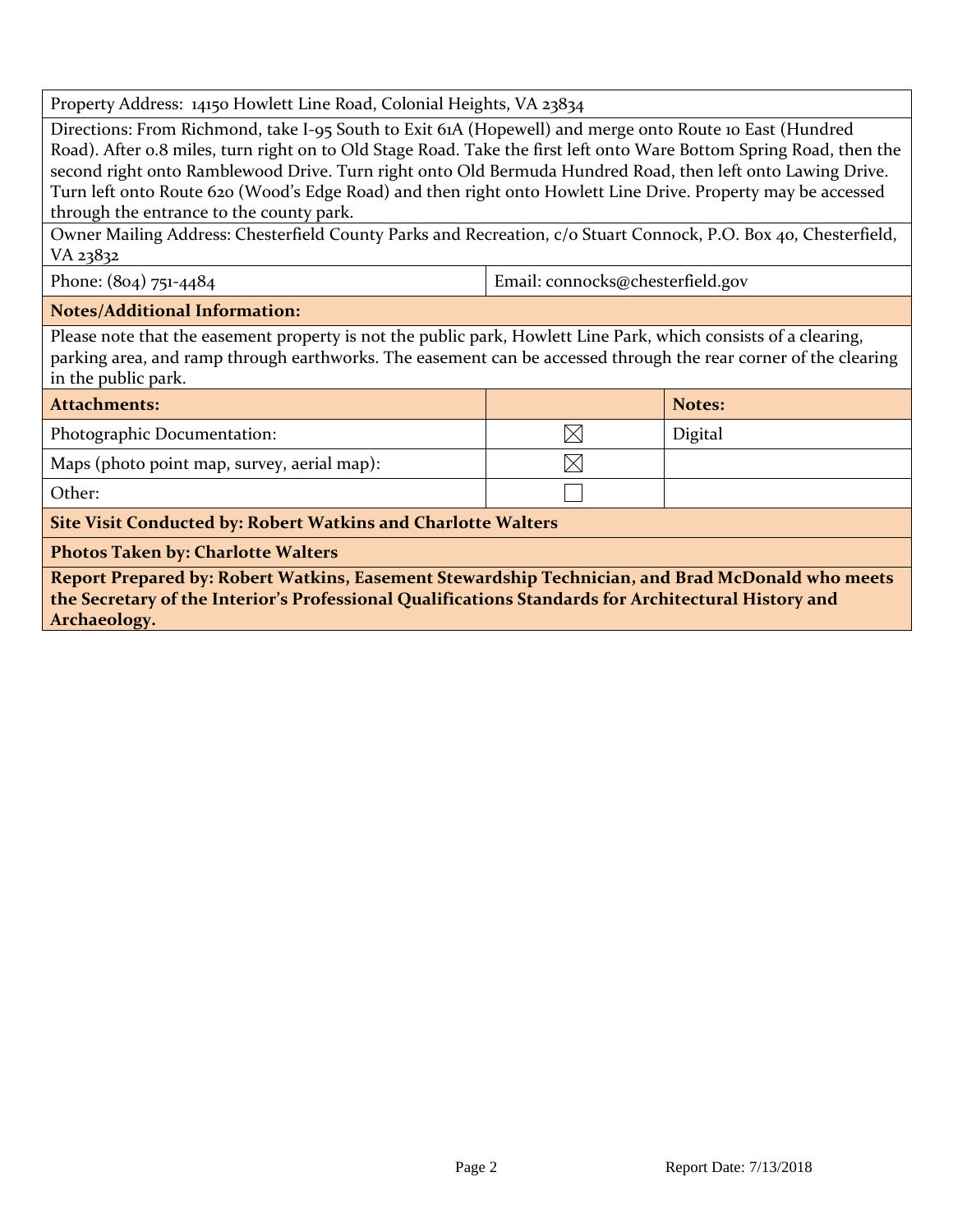Property Address: 14150 Howlett Line Road, Colonial Heights, VA 23834

Directions: From Richmond, take I-95 South to Exit 61A (Hopewell) and merge onto Route 10 East (Hundred Road). After 0.8 miles, turn right on to Old Stage Road. Take the first left onto Ware Bottom Spring Road, then the second right onto Ramblewood Drive. Turn right onto Old Bermuda Hundred Road, then left onto Lawing Drive. Turn left onto Route 620 (Wood's Edge Road) and then right onto Howlett Line Drive. Property may be accessed through the entrance to the county park.

Owner Mailing Address: Chesterfield County Parks and Recreation, c/o Stuart Connock, P.O. Box 40, Chesterfield, VA 23832

| Phone: (804) 751-4484 | Email: connocks@chesterfield.gov |
|---|---|

**Notes/Additional Information:**

Please note that the easement property is not the public park, Howlett Line Park, which consists of a clearing, parking area, and ramp through earthworks. The easement can be accessed through the rear corner of the clearing in the public park.

| **Attachments:** | | **Notes:** |
|---|---|---|
| Photographic Documentation: | ☒ | Digital |
| Maps (photo point map, survey, aerial map): | ☒ | |
| Other: | ☐ | |

**Site Visit Conducted by: Robert Watkins and Charlotte Walters**

**Photos Taken by: Charlotte Walters**

**Report Prepared by: Robert Watkins, Easement Stewardship Technician, and Brad McDonald who meets the Secretary of the Interior's Professional Qualifications Standards for Architectural History and Archaeology.**

Report Date: 7/13/2018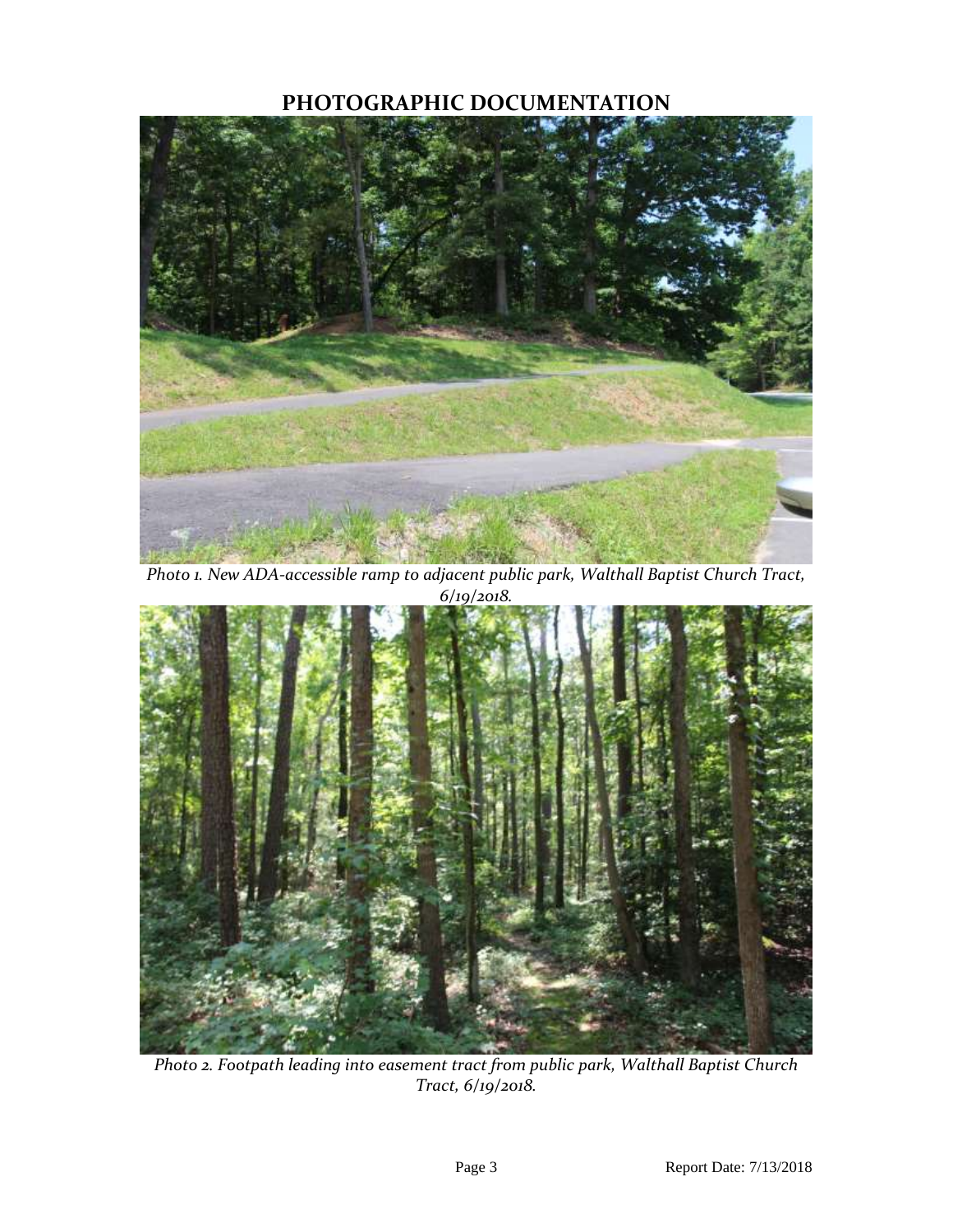# PHOTOGRAPHIC DOCUMENTATION

*Photo 1. New ADA-accessible ramp to adjacent public park, Walthall Baptist Church Tract, 6/19/2018.*

*Photo 2. Footpath leading into easement tract from public park, Walthall Baptist Church Tract, 6/19/2018.*

Report Date: 7/13/2018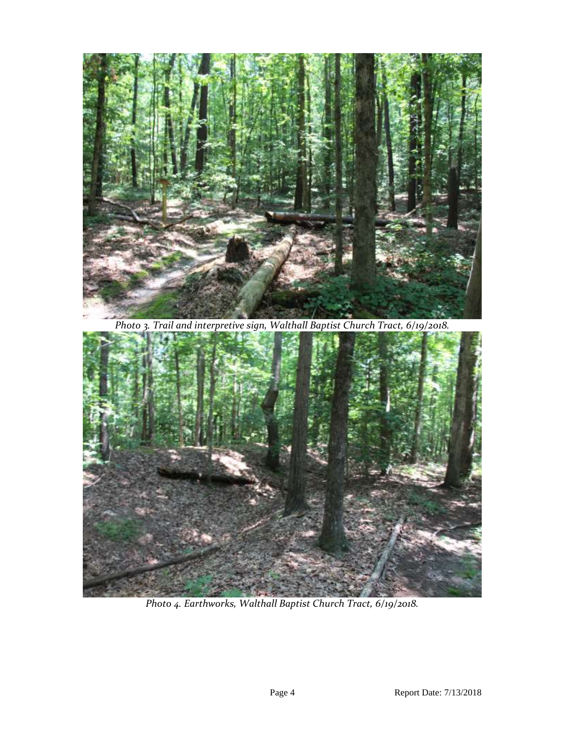*Photo 3. Trail and interpretive sign, Walthall Baptist Church Tract, 6/19/2018.*

*Photo 4. Earthworks, Walthall Baptist Church Tract, 6/19/2018.*

Report Date: 7/13/2018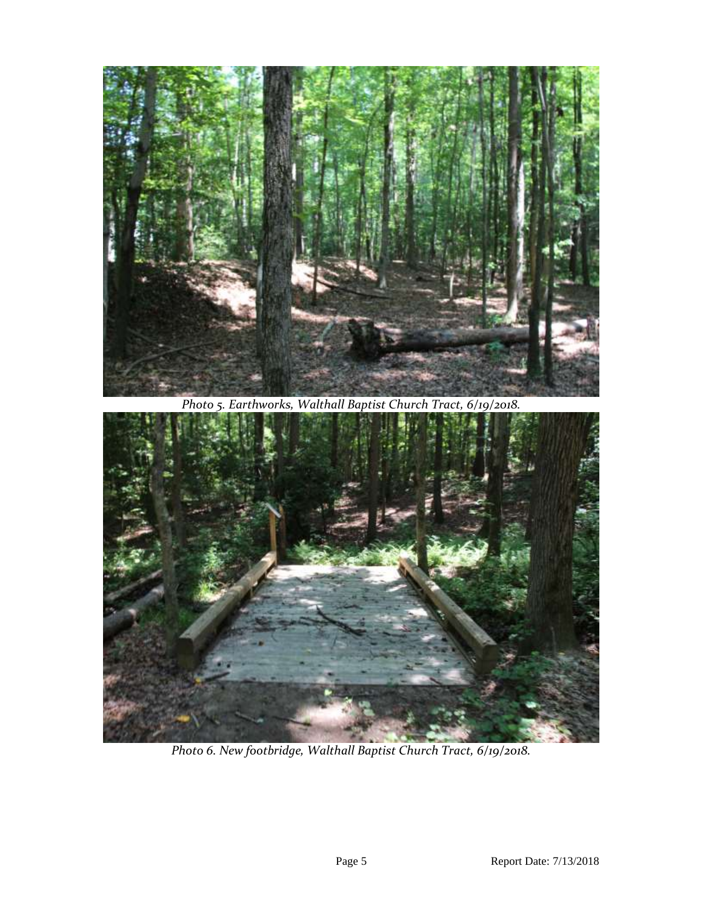*Photo 5. Earthworks, Walthall Baptist Church Tract, 6/19/2018.*

*Photo 6. New footbridge, Walthall Baptist Church Tract, 6/19/2018.*

Report Date: 7/13/2018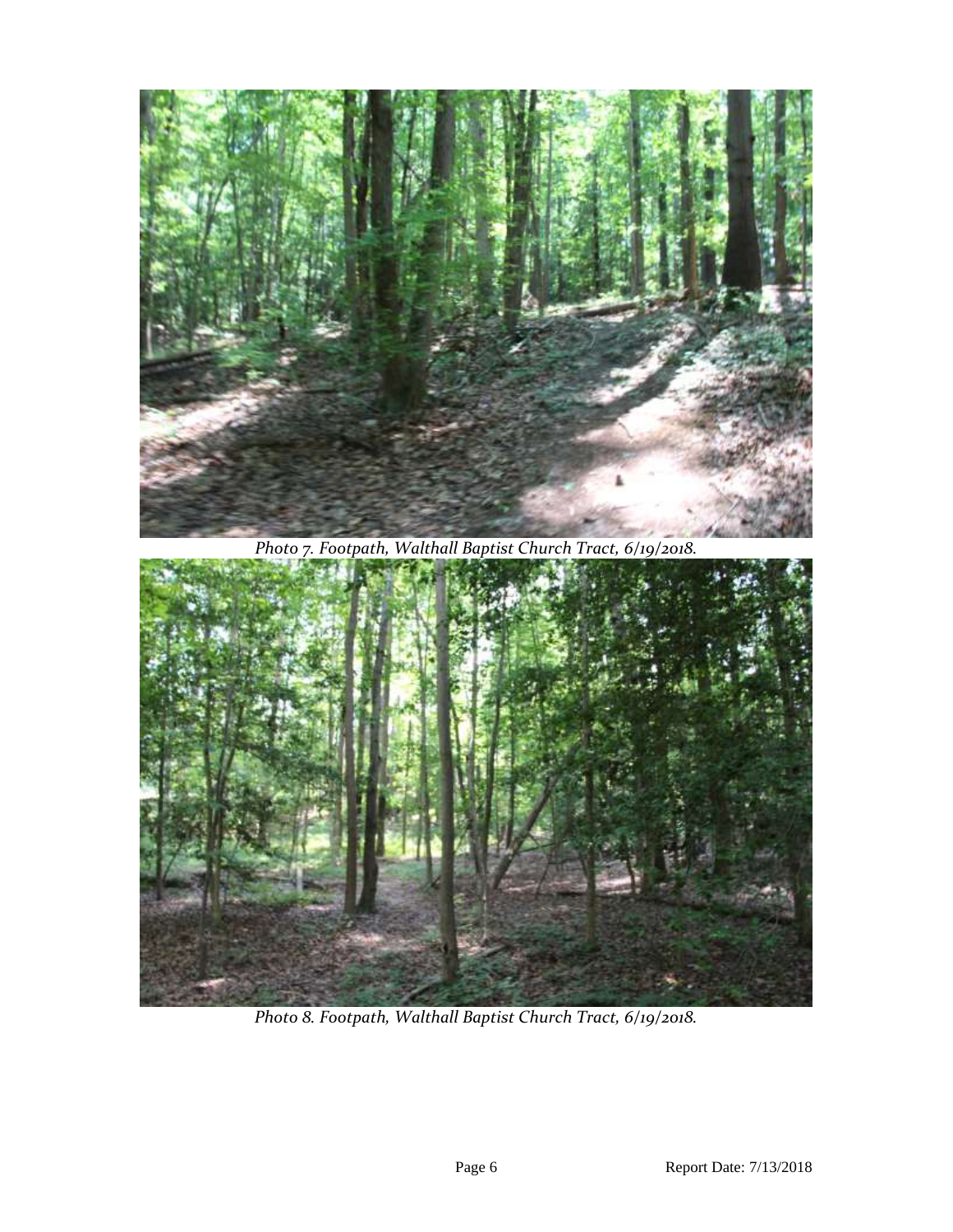*Photo 7. Footpath, Walthall Baptist Church Tract, 6/19/2018.*

*Photo 8. Footpath, Walthall Baptist Church Tract, 6/19/2018.*

Report Date: 7/13/2018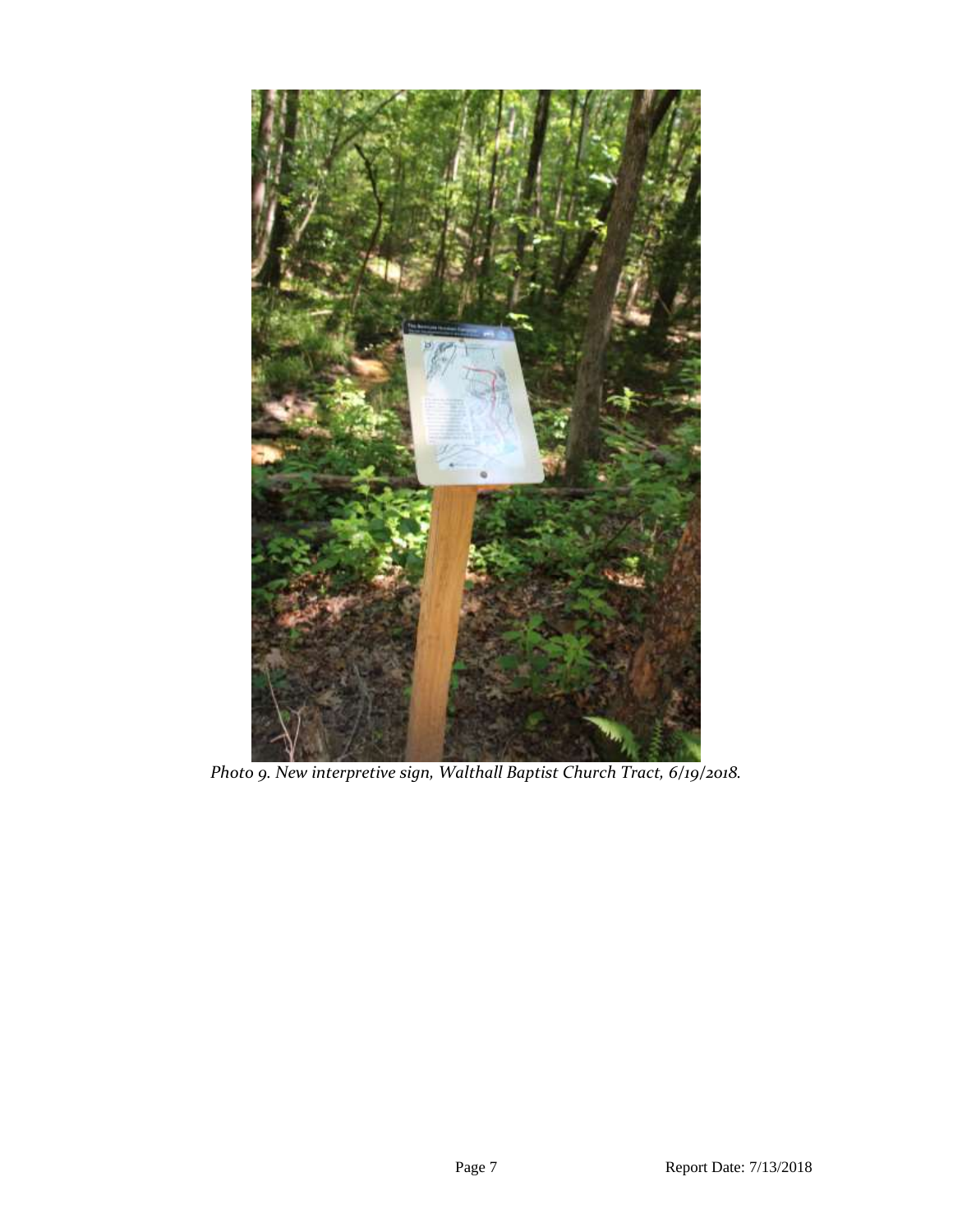*Photo 9. New interpretive sign, Walthall Baptist Church Tract, 6/19/2018.*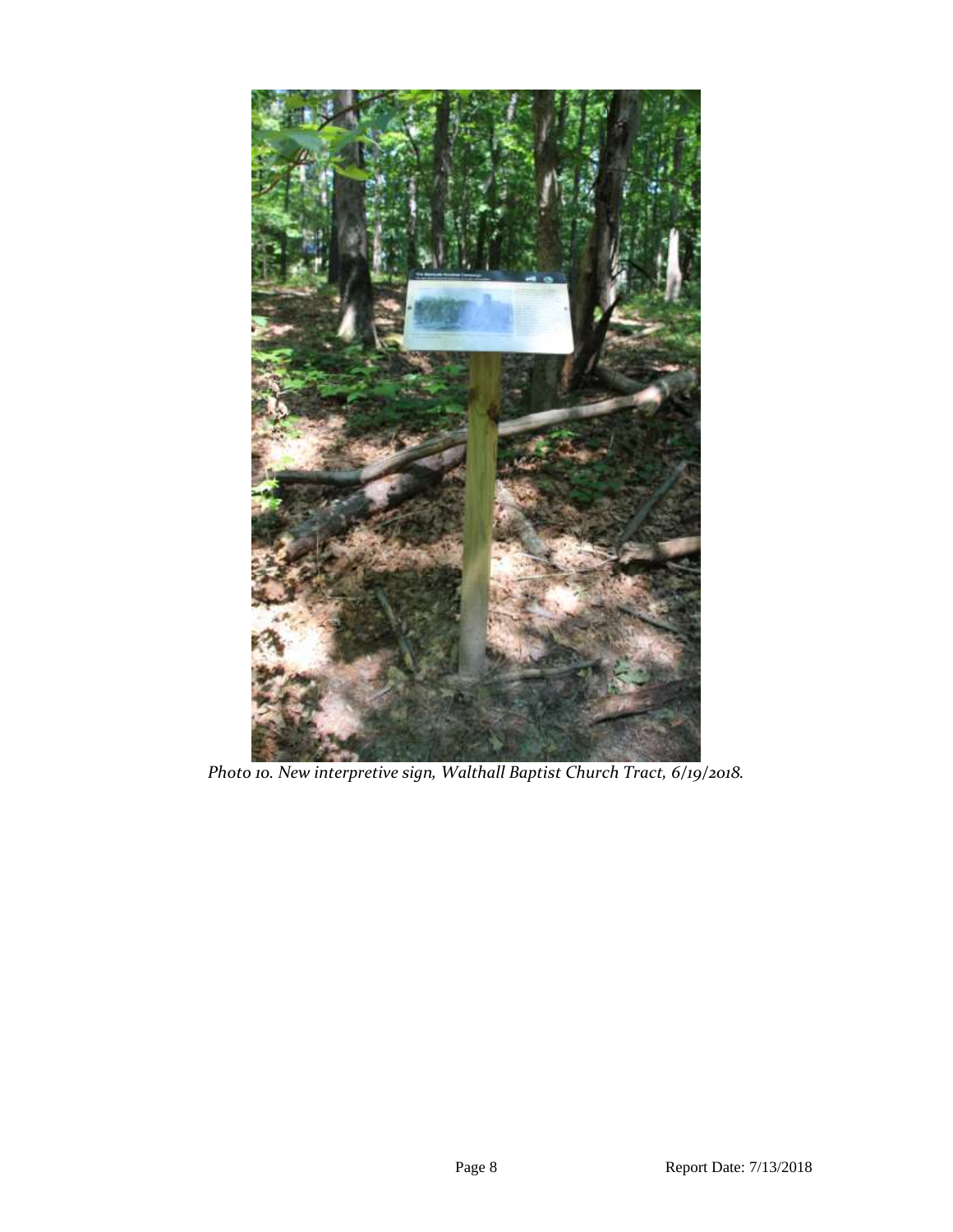*Photo 10. New interpretive sign, Walthall Baptist Church Tract, 6/19/2018.*